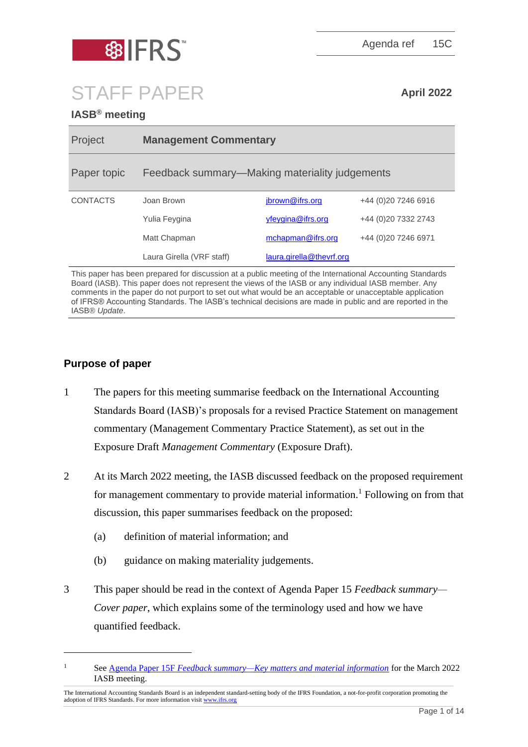Agenda ref 15C

# STAFF PAPER

**April 2022**

**IASB® meeting**

| Project | **Management Commentary** | | |
|---|---|---|---|
| Paper topic | Feedback summary—Making materiality judgements | | |
| CONTACTS | Joan Brown | jbrown@ifrs.org | +44 (0)20 7246 6916 |
| | Yulia Feygina | yfeygina@ifrs.org | +44 (0)20 7332 2743 |
| | Matt Chapman | mchapman@ifrs.org | +44 (0)20 7246 6971 |
| | Laura Girella (VRF staff) | laura.girella@thevrf.org | |

This paper has been prepared for discussion at a public meeting of the International Accounting Standards Board (IASB). This paper does not represent the views of the IASB or any individual IASB member. Any comments in the paper do not purport to set out what would be an acceptable or unacceptable application of IFRS® Accounting Standards. The IASB's technical decisions are made in public and are reported in the IASB® *Update*.

## Purpose of paper

1. The papers for this meeting summarise feedback on the International Accounting Standards Board (IASB)'s proposals for a revised Practice Statement on management commentary (Management Commentary Practice Statement), as set out in the Exposure Draft *Management Commentary* (Exposure Draft).

2. At its March 2022 meeting, the IASB discussed feedback on the proposed requirement for management commentary to provide material information.[1] Following on from that discussion, this paper summarises feedback on the proposed:
   (a) definition of material information; and
   (b) guidance on making materiality judgements.

3. This paper should be read in the context of Agenda Paper 15 *Feedback summary—Cover paper*, which explains some of the terminology used and how we have quantified feedback.

[1] See Agenda Paper 15F *Feedback summary—Key matters and material information* for the March 2022 IASB meeting.

The International Accounting Standards Board is an independent standard-setting body of the IFRS Foundation, a not-for-profit corporation promoting the adoption of IFRS Standards. For more information visit www.ifrs.org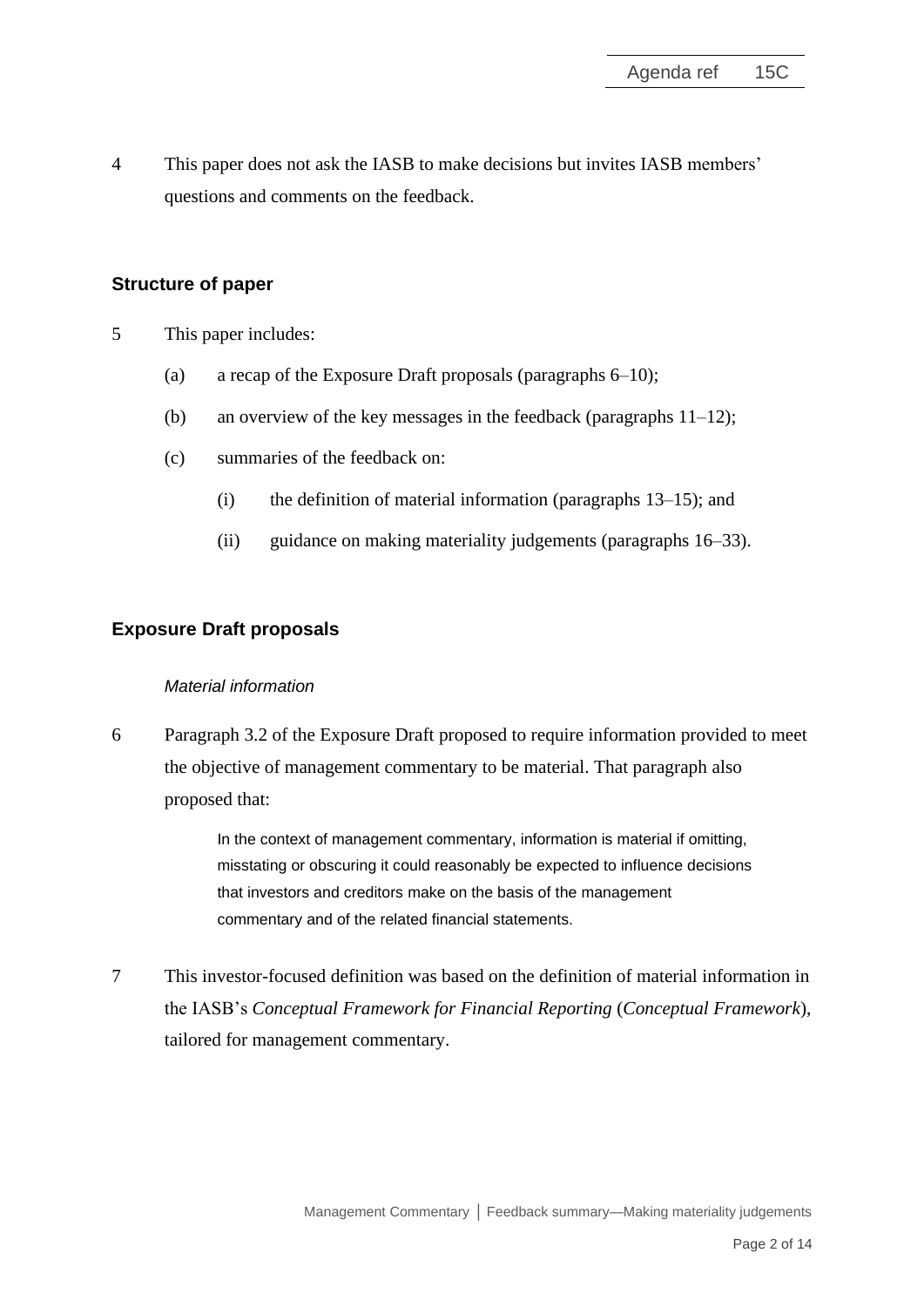4 This paper does not ask the IASB to make decisions but invites IASB members' questions and comments on the feedback.

## Structure of paper

5 This paper includes:

(a) a recap of the Exposure Draft proposals (paragraphs 6–10);

(b) an overview of the key messages in the feedback (paragraphs 11–12);

(c) summaries of the feedback on:

  (i) the definition of material information (paragraphs 13–15); and

  (ii) guidance on making materiality judgements (paragraphs 16–33).

## Exposure Draft proposals

### *Material information*

6 Paragraph 3.2 of the Exposure Draft proposed to require information provided to meet the objective of management commentary to be material. That paragraph also proposed that:

> In the context of management commentary, information is material if omitting, misstating or obscuring it could reasonably be expected to influence decisions that investors and creditors make on the basis of the management commentary and of the related financial statements.

7 This investor-focused definition was based on the definition of material information in the IASB's *Conceptual Framework for Financial Reporting* (*Conceptual Framework*), tailored for management commentary.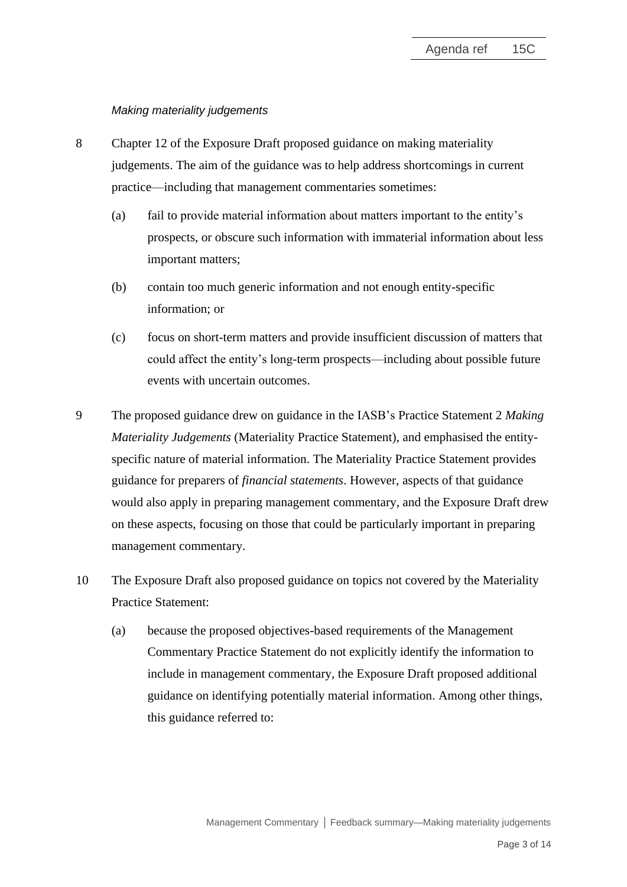*Making materiality judgements*

8 Chapter 12 of the Exposure Draft proposed guidance on making materiality judgements. The aim of the guidance was to help address shortcomings in current practice—including that management commentaries sometimes:

(a) fail to provide material information about matters important to the entity's prospects, or obscure such information with immaterial information about less important matters;

(b) contain too much generic information and not enough entity-specific information; or

(c) focus on short-term matters and provide insufficient discussion of matters that could affect the entity's long-term prospects—including about possible future events with uncertain outcomes.

9 The proposed guidance drew on guidance in the IASB's Practice Statement 2 *Making Materiality Judgements* (Materiality Practice Statement), and emphasised the entity-specific nature of material information. The Materiality Practice Statement provides guidance for preparers of *financial statements*. However, aspects of that guidance would also apply in preparing management commentary, and the Exposure Draft drew on these aspects, focusing on those that could be particularly important in preparing management commentary.

10 The Exposure Draft also proposed guidance on topics not covered by the Materiality Practice Statement:

(a) because the proposed objectives-based requirements of the Management Commentary Practice Statement do not explicitly identify the information to include in management commentary, the Exposure Draft proposed additional guidance on identifying potentially material information. Among other things, this guidance referred to: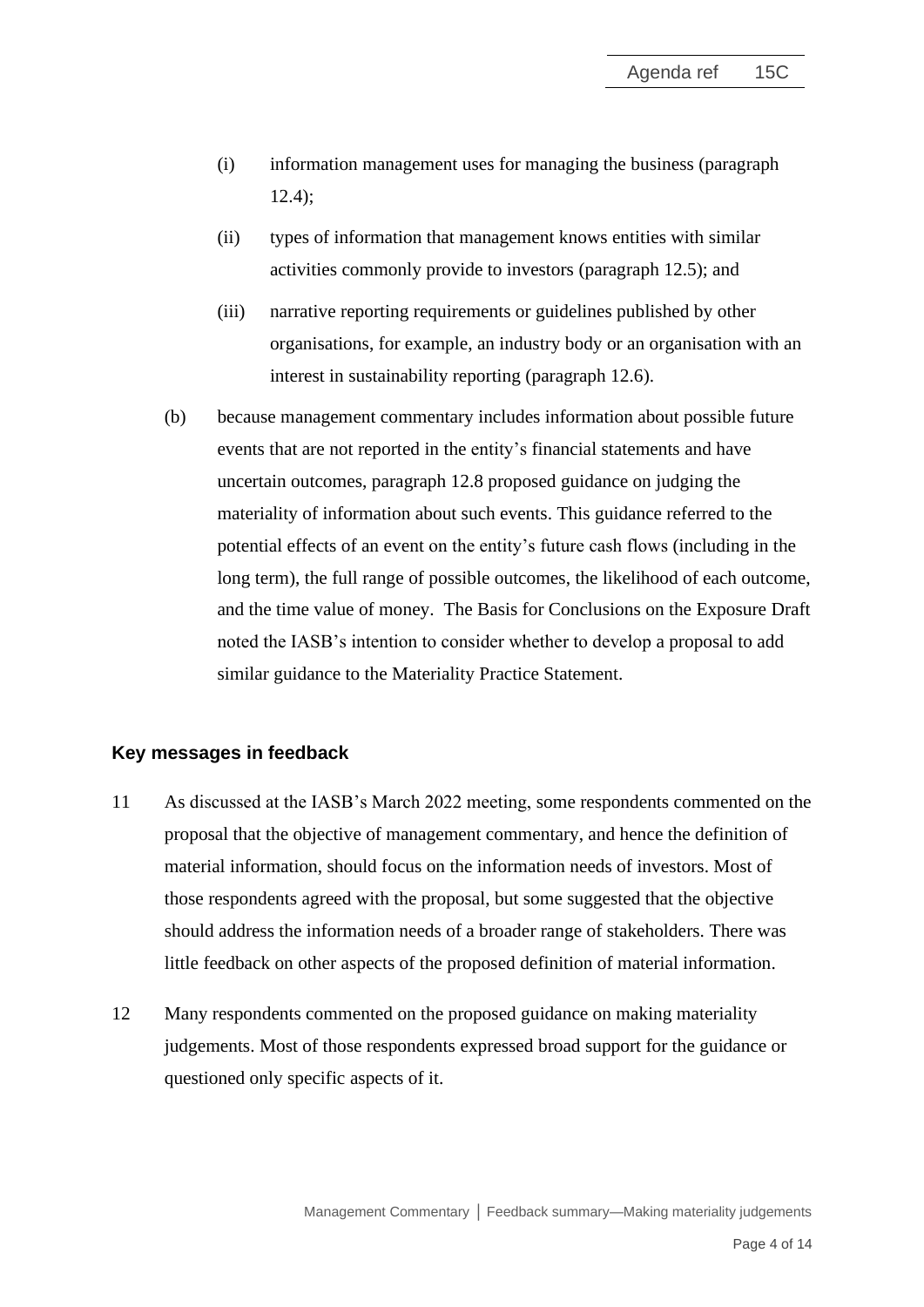(i) information management uses for managing the business (paragraph 12.4);

(ii) types of information that management knows entities with similar activities commonly provide to investors (paragraph 12.5); and

(iii) narrative reporting requirements or guidelines published by other organisations, for example, an industry body or an organisation with an interest in sustainability reporting (paragraph 12.6).

(b) because management commentary includes information about possible future events that are not reported in the entity's financial statements and have uncertain outcomes, paragraph 12.8 proposed guidance on judging the materiality of information about such events. This guidance referred to the potential effects of an event on the entity's future cash flows (including in the long term), the full range of possible outcomes, the likelihood of each outcome, and the time value of money. The Basis for Conclusions on the Exposure Draft noted the IASB's intention to consider whether to develop a proposal to add similar guidance to the Materiality Practice Statement.

## Key messages in feedback

11 As discussed at the IASB's March 2022 meeting, some respondents commented on the proposal that the objective of management commentary, and hence the definition of material information, should focus on the information needs of investors. Most of those respondents agreed with the proposal, but some suggested that the objective should address the information needs of a broader range of stakeholders. There was little feedback on other aspects of the proposed definition of material information.

12 Many respondents commented on the proposed guidance on making materiality judgements. Most of those respondents expressed broad support for the guidance or questioned only specific aspects of it.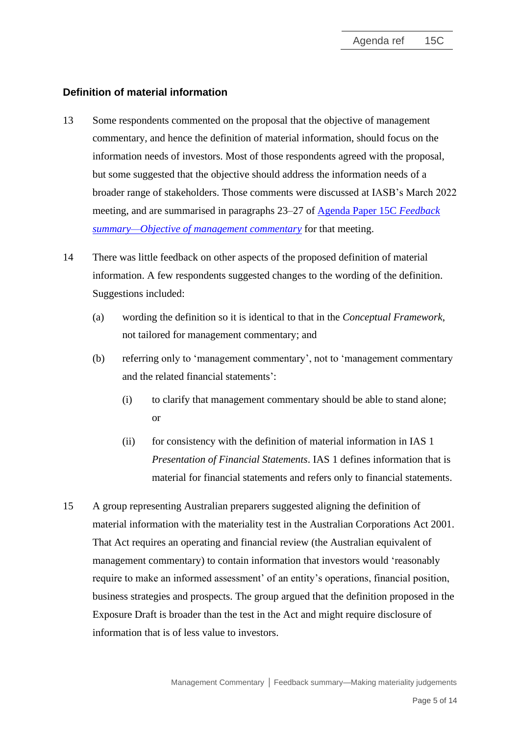## Definition of material information

13 Some respondents commented on the proposal that the objective of management commentary, and hence the definition of material information, should focus on the information needs of investors. Most of those respondents agreed with the proposal, but some suggested that the objective should address the information needs of a broader range of stakeholders. Those comments were discussed at IASB's March 2022 meeting, and are summarised in paragraphs 23–27 of [Agenda Paper 15C *Feedback summary—Objective of management commentary*] for that meeting.

14 There was little feedback on other aspects of the proposed definition of material information. A few respondents suggested changes to the wording of the definition. Suggestions included:

   (a) wording the definition so it is identical to that in the *Conceptual Framework*, not tailored for management commentary; and

   (b) referring only to 'management commentary', not to 'management commentary and the related financial statements':

      (i) to clarify that management commentary should be able to stand alone; or

      (ii) for consistency with the definition of material information in IAS 1 *Presentation of Financial Statements*. IAS 1 defines information that is material for financial statements and refers only to financial statements.

15 A group representing Australian preparers suggested aligning the definition of material information with the materiality test in the Australian Corporations Act 2001. That Act requires an operating and financial review (the Australian equivalent of management commentary) to contain information that investors would 'reasonably require to make an informed assessment' of an entity's operations, financial position, business strategies and prospects. The group argued that the definition proposed in the Exposure Draft is broader than the test in the Act and might require disclosure of information that is of less value to investors.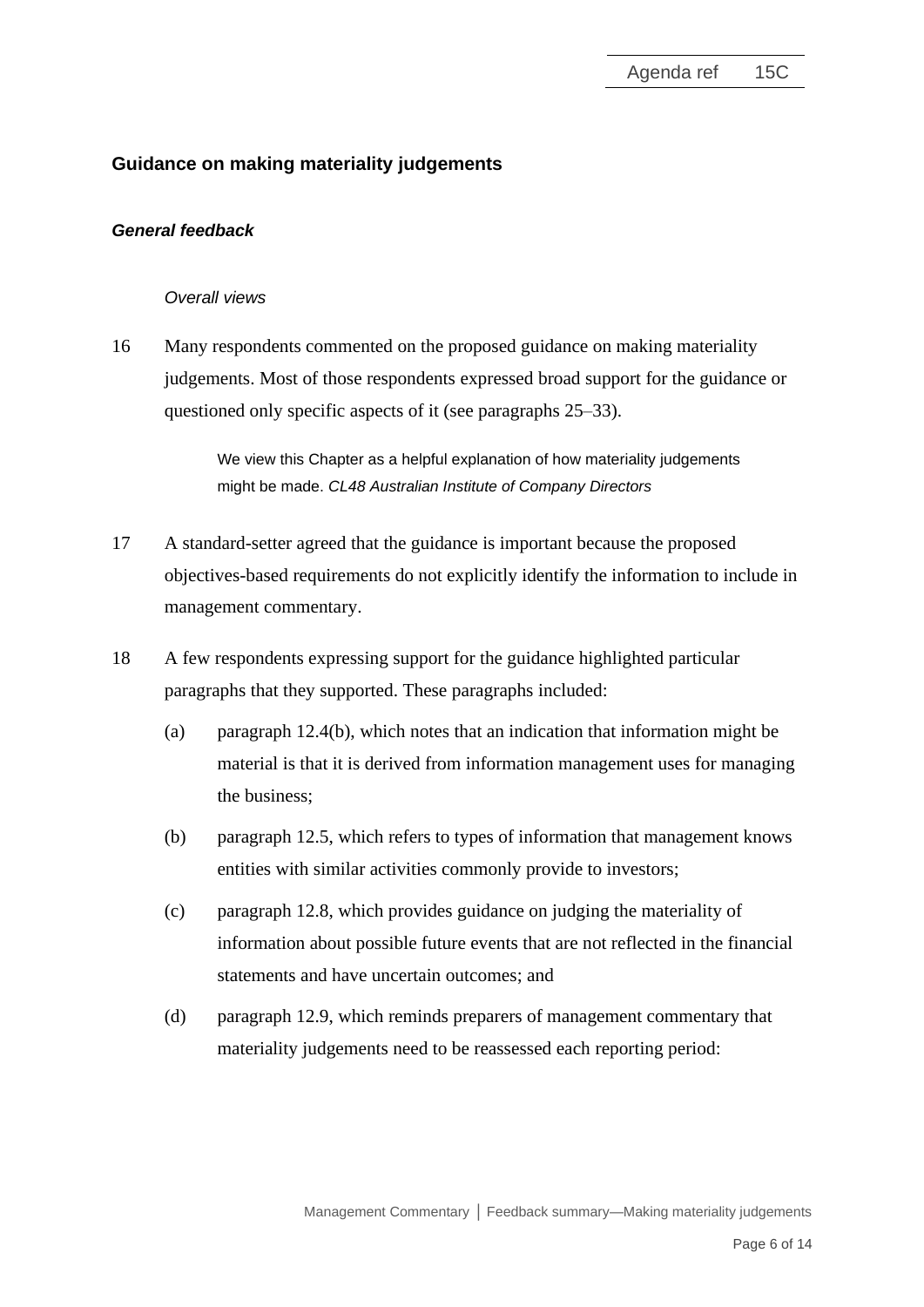## Guidance on making materiality judgements

### *General feedback*

*Overall views*

16 Many respondents commented on the proposed guidance on making materiality judgements. Most of those respondents expressed broad support for the guidance or questioned only specific aspects of it (see paragraphs 25–33).

> We view this Chapter as a helpful explanation of how materiality judgements might be made. *CL48 Australian Institute of Company Directors*

17 A standard-setter agreed that the guidance is important because the proposed objectives-based requirements do not explicitly identify the information to include in management commentary.

18 A few respondents expressing support for the guidance highlighted particular paragraphs that they supported. These paragraphs included:

(a) paragraph 12.4(b), which notes that an indication that information might be material is that it is derived from information management uses for managing the business;

(b) paragraph 12.5, which refers to types of information that management knows entities with similar activities commonly provide to investors;

(c) paragraph 12.8, which provides guidance on judging the materiality of information about possible future events that are not reflected in the financial statements and have uncertain outcomes; and

(d) paragraph 12.9, which reminds preparers of management commentary that materiality judgements need to be reassessed each reporting period: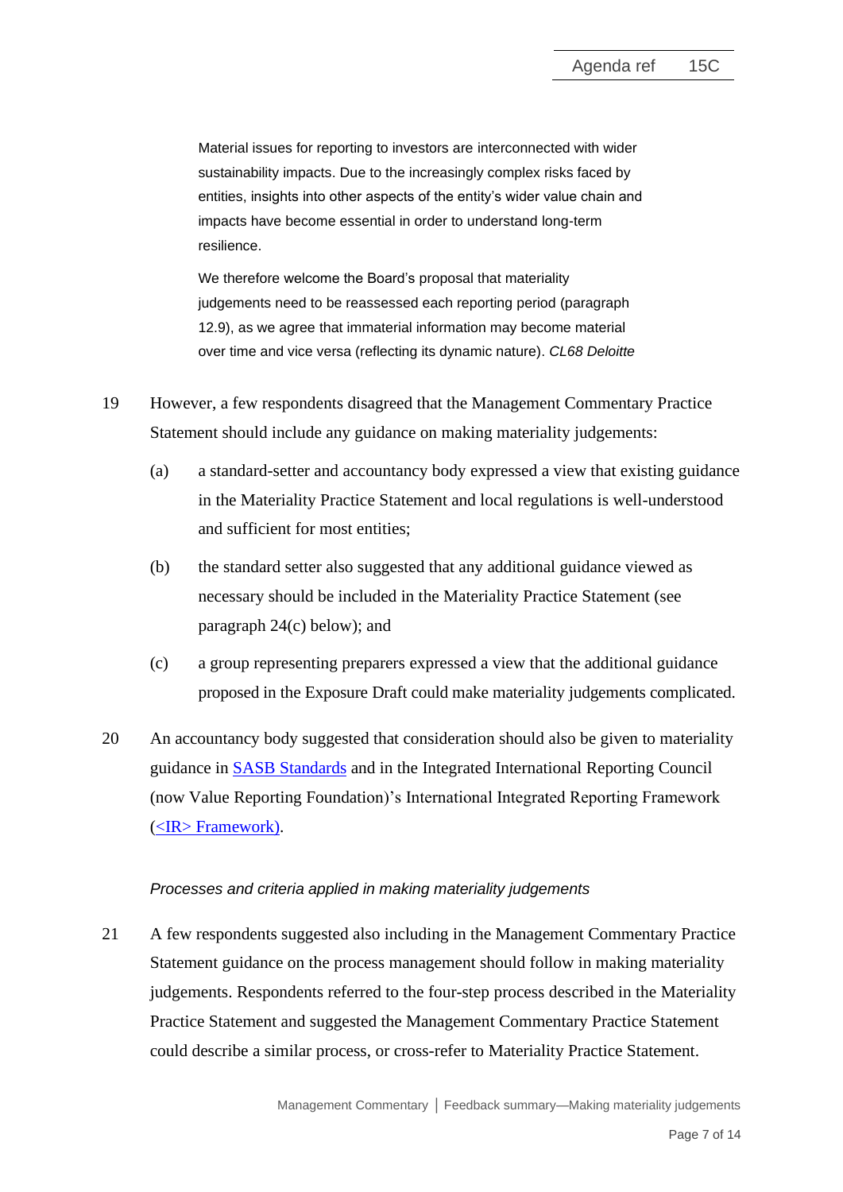> Material issues for reporting to investors are interconnected with wider sustainability impacts. Due to the increasingly complex risks faced by entities, insights into other aspects of the entity's wider value chain and impacts have become essential in order to understand long-term resilience.
>
> We therefore welcome the Board's proposal that materiality judgements need to be reassessed each reporting period (paragraph 12.9), as we agree that immaterial information may become material over time and vice versa (reflecting its dynamic nature). *CL68 Deloitte*

19 However, a few respondents disagreed that the Management Commentary Practice Statement should include any guidance on making materiality judgements:

(a) a standard-setter and accountancy body expressed a view that existing guidance in the Materiality Practice Statement and local regulations is well-understood and sufficient for most entities;

(b) the standard setter also suggested that any additional guidance viewed as necessary should be included in the Materiality Practice Statement (see paragraph 24(c) below); and

(c) a group representing preparers expressed a view that the additional guidance proposed in the Exposure Draft could make materiality judgements complicated.

20 An accountancy body suggested that consideration should also be given to materiality guidance in SASB Standards and in the Integrated International Reporting Council (now Value Reporting Foundation)'s International Integrated Reporting Framework (<IR> Framework).

*Processes and criteria applied in making materiality judgements*

21 A few respondents suggested also including in the Management Commentary Practice Statement guidance on the process management should follow in making materiality judgements. Respondents referred to the four-step process described in the Materiality Practice Statement and suggested the Management Commentary Practice Statement could describe a similar process, or cross-refer to Materiality Practice Statement.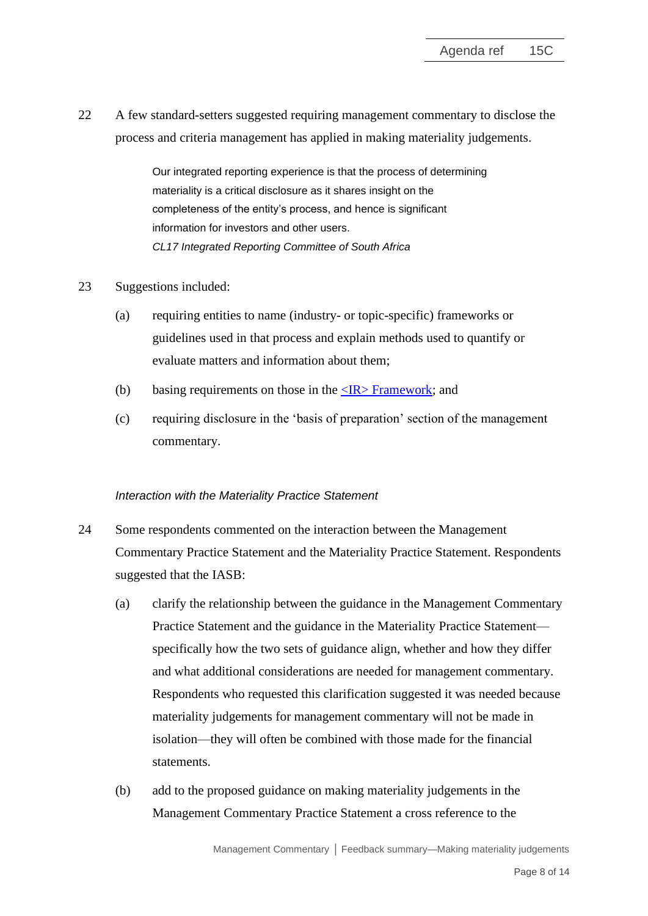22 A few standard-setters suggested requiring management commentary to disclose the process and criteria management has applied in making materiality judgements.

> Our integrated reporting experience is that the process of determining materiality is a critical disclosure as it shares insight on the completeness of the entity's process, and hence is significant information for investors and other users.
> *CL17 Integrated Reporting Committee of South Africa*

23 Suggestions included:

(a) requiring entities to name (industry- or topic-specific) frameworks or guidelines used in that process and explain methods used to quantify or evaluate matters and information about them;

(b) basing requirements on those in the <IR> Framework; and

(c) requiring disclosure in the 'basis of preparation' section of the management commentary.

*Interaction with the Materiality Practice Statement*

24 Some respondents commented on the interaction between the Management Commentary Practice Statement and the Materiality Practice Statement. Respondents suggested that the IASB:

(a) clarify the relationship between the guidance in the Management Commentary Practice Statement and the guidance in the Materiality Practice Statement—specifically how the two sets of guidance align, whether and how they differ and what additional considerations are needed for management commentary. Respondents who requested this clarification suggested it was needed because materiality judgements for management commentary will not be made in isolation—they will often be combined with those made for the financial statements.

(b) add to the proposed guidance on making materiality judgements in the Management Commentary Practice Statement a cross reference to the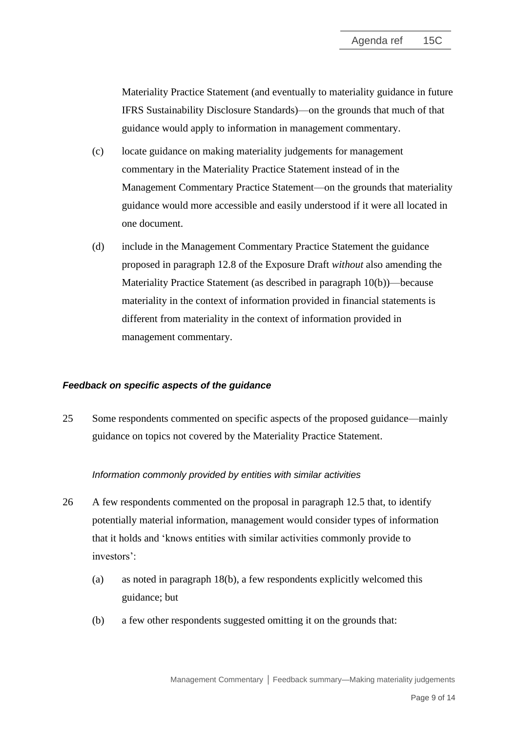Materiality Practice Statement (and eventually to materiality guidance in future IFRS Sustainability Disclosure Standards)—on the grounds that much of that guidance would apply to information in management commentary.

(c) locate guidance on making materiality judgements for management commentary in the Materiality Practice Statement instead of in the Management Commentary Practice Statement—on the grounds that materiality guidance would more accessible and easily understood if it were all located in one document.

(d) include in the Management Commentary Practice Statement the guidance proposed in paragraph 12.8 of the Exposure Draft *without* also amending the Materiality Practice Statement (as described in paragraph 10(b))—because materiality in the context of information provided in financial statements is different from materiality in the context of information provided in management commentary.

### *Feedback on specific aspects of the guidance*

25 Some respondents commented on specific aspects of the proposed guidance—mainly guidance on topics not covered by the Materiality Practice Statement.

#### *Information commonly provided by entities with similar activities*

26 A few respondents commented on the proposal in paragraph 12.5 that, to identify potentially material information, management would consider types of information that it holds and 'knows entities with similar activities commonly provide to investors':

(a) as noted in paragraph 18(b), a few respondents explicitly welcomed this guidance; but

(b) a few other respondents suggested omitting it on the grounds that: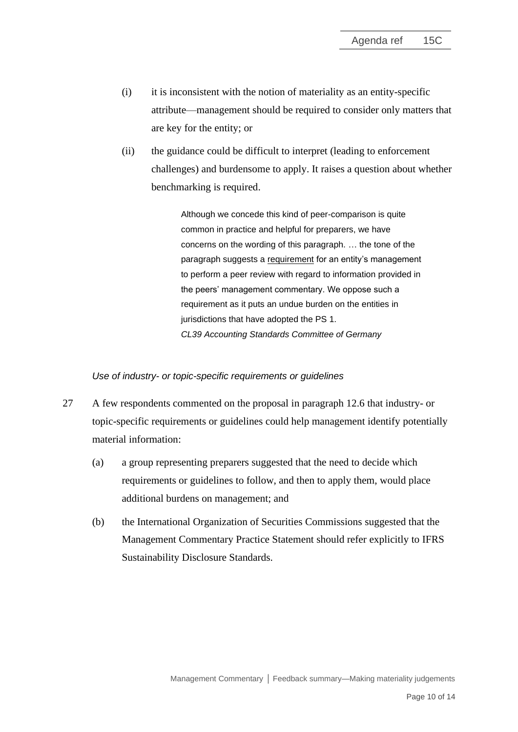(i) it is inconsistent with the notion of materiality as an entity-specific attribute—management should be required to consider only matters that are key for the entity; or

(ii) the guidance could be difficult to interpret (leading to enforcement challenges) and burdensome to apply. It raises a question about whether benchmarking is required.

> Although we concede this kind of peer-comparison is quite common in practice and helpful for preparers, we have concerns on the wording of this paragraph. … the tone of the paragraph suggests a <u>requirement</u> for an entity's management to perform a peer review with regard to information provided in the peers' management commentary. We oppose such a requirement as it puts an undue burden on the entities in jurisdictions that have adopted the PS 1.
> *CL39 Accounting Standards Committee of Germany*

*Use of industry- or topic-specific requirements or guidelines*

27 A few respondents commented on the proposal in paragraph 12.6 that industry- or topic-specific requirements or guidelines could help management identify potentially material information:

(a) a group representing preparers suggested that the need to decide which requirements or guidelines to follow, and then to apply them, would place additional burdens on management; and

(b) the International Organization of Securities Commissions suggested that the Management Commentary Practice Statement should refer explicitly to IFRS Sustainability Disclosure Standards.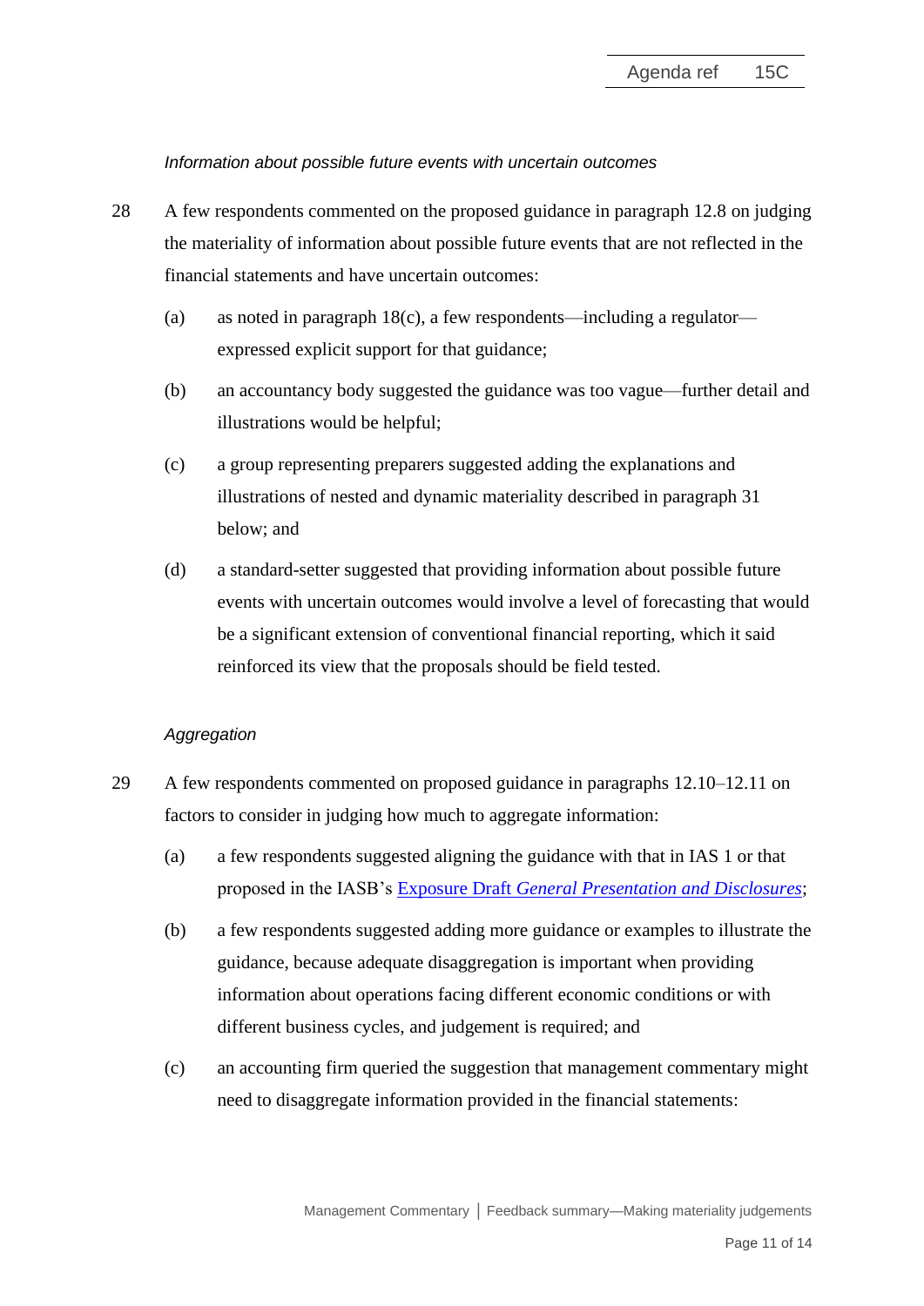*Information about possible future events with uncertain outcomes*

28 A few respondents commented on the proposed guidance in paragraph 12.8 on judging the materiality of information about possible future events that are not reflected in the financial statements and have uncertain outcomes:

(a) as noted in paragraph 18(c), a few respondents—including a regulator—expressed explicit support for that guidance;

(b) an accountancy body suggested the guidance was too vague—further detail and illustrations would be helpful;

(c) a group representing preparers suggested adding the explanations and illustrations of nested and dynamic materiality described in paragraph 31 below; and

(d) a standard-setter suggested that providing information about possible future events with uncertain outcomes would involve a level of forecasting that would be a significant extension of conventional financial reporting, which it said reinforced its view that the proposals should be field tested.

*Aggregation*

29 A few respondents commented on proposed guidance in paragraphs 12.10–12.11 on factors to consider in judging how much to aggregate information:

(a) a few respondents suggested aligning the guidance with that in IAS 1 or that proposed in the IASB's Exposure Draft *General Presentation and Disclosures*;

(b) a few respondents suggested adding more guidance or examples to illustrate the guidance, because adequate disaggregation is important when providing information about operations facing different economic conditions or with different business cycles, and judgement is required; and

(c) an accounting firm queried the suggestion that management commentary might need to disaggregate information provided in the financial statements: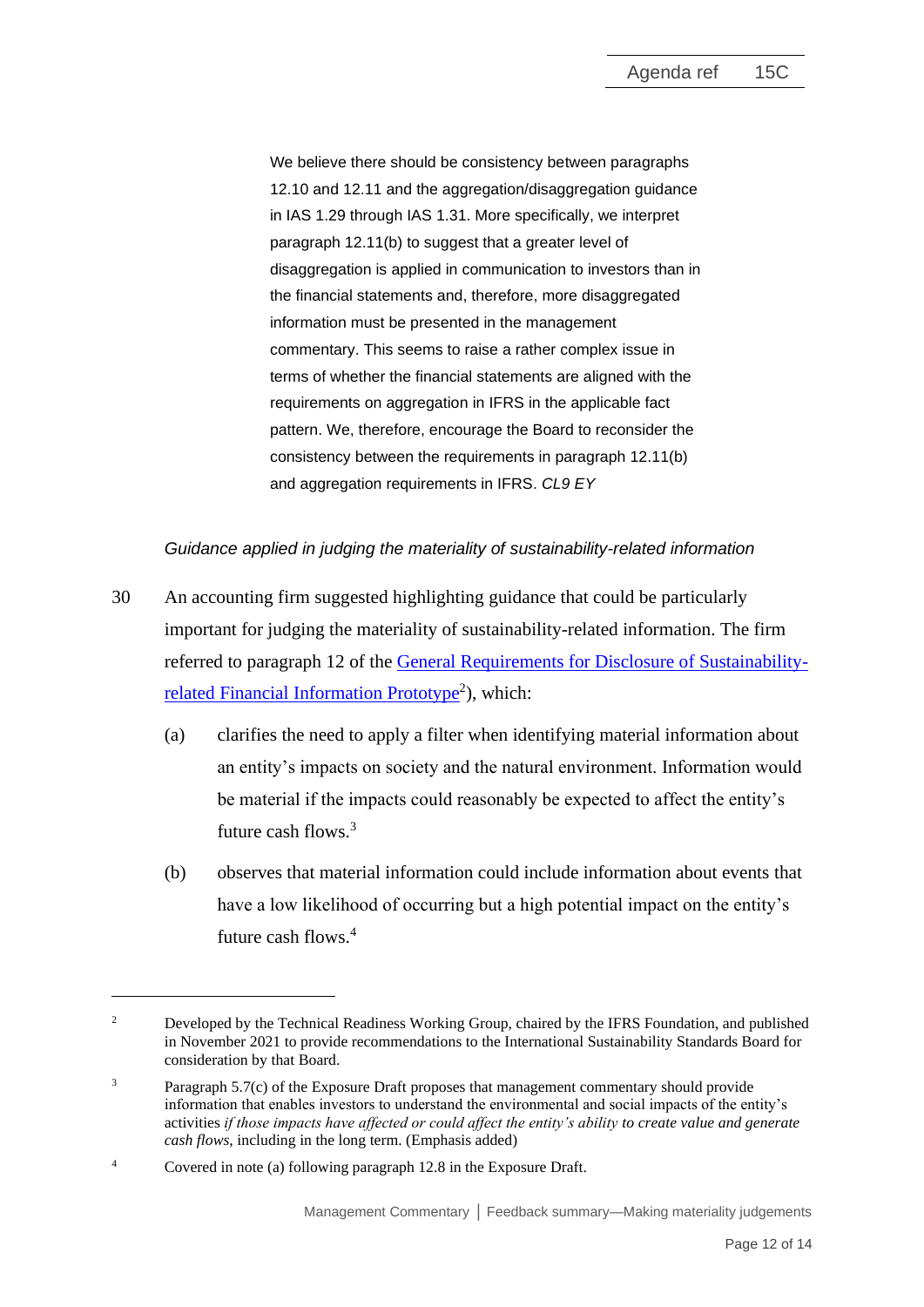> We believe there should be consistency between paragraphs 12.10 and 12.11 and the aggregation/disaggregation guidance in IAS 1.29 through IAS 1.31. More specifically, we interpret paragraph 12.11(b) to suggest that a greater level of disaggregation is applied in communication to investors than in the financial statements and, therefore, more disaggregated information must be presented in the management commentary. This seems to raise a rather complex issue in terms of whether the financial statements are aligned with the requirements on aggregation in IFRS in the applicable fact pattern. We, therefore, encourage the Board to reconsider the consistency between the requirements in paragraph 12.11(b) and aggregation requirements in IFRS. *CL9 EY*

*Guidance applied in judging the materiality of sustainability-related information*

30 An accounting firm suggested highlighting guidance that could be particularly important for judging the materiality of sustainability-related information. The firm referred to paragraph 12 of the General Requirements for Disclosure of Sustainability-related Financial Information Prototype[2]), which:

(a) clarifies the need to apply a filter when identifying material information about an entity's impacts on society and the natural environment. Information would be material if the impacts could reasonably be expected to affect the entity's future cash flows.[3]

(b) observes that material information could include information about events that have a low likelihood of occurring but a high potential impact on the entity's future cash flows.[4]

---

[2] Developed by the Technical Readiness Working Group, chaired by the IFRS Foundation, and published in November 2021 to provide recommendations to the International Sustainability Standards Board for consideration by that Board.

[3] Paragraph 5.7(c) of the Exposure Draft proposes that management commentary should provide information that enables investors to understand the environmental and social impacts of the entity's activities *if those impacts have affected or could affect the entity's ability to create value and generate cash flows*, including in the long term. (Emphasis added)

[4] Covered in note (a) following paragraph 12.8 in the Exposure Draft.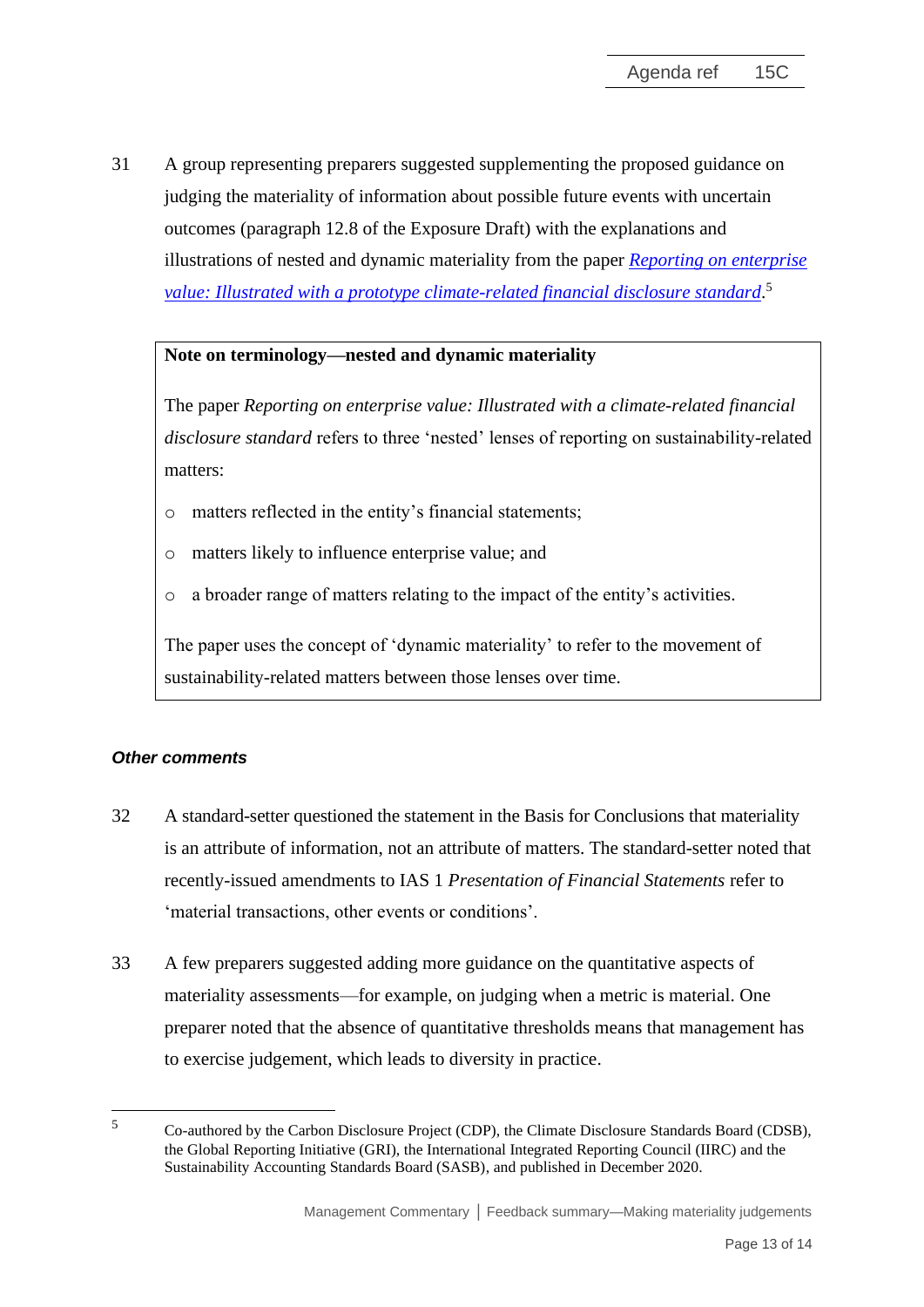31 A group representing preparers suggested supplementing the proposed guidance on judging the materiality of information about possible future events with uncertain outcomes (paragraph 12.8 of the Exposure Draft) with the explanations and illustrations of nested and dynamic materiality from the paper *Reporting on enterprise value: Illustrated with a prototype climate-related financial disclosure standard*.[5]

> **Note on terminology—nested and dynamic materiality**
>
> The paper *Reporting on enterprise value: Illustrated with a climate-related financial disclosure standard* refers to three 'nested' lenses of reporting on sustainability-related matters:
>
> - matters reflected in the entity's financial statements;
> - matters likely to influence enterprise value; and
> - a broader range of matters relating to the impact of the entity's activities.
>
> The paper uses the concept of 'dynamic materiality' to refer to the movement of sustainability-related matters between those lenses over time.

### *Other comments*

32 A standard-setter questioned the statement in the Basis for Conclusions that materiality is an attribute of information, not an attribute of matters. The standard-setter noted that recently-issued amendments to IAS 1 *Presentation of Financial Statements* refer to 'material transactions, other events or conditions'.

33 A few preparers suggested adding more guidance on the quantitative aspects of materiality assessments—for example, on judging when a metric is material. One preparer noted that the absence of quantitative thresholds means that management has to exercise judgement, which leads to diversity in practice.

---

[5] Co-authored by the Carbon Disclosure Project (CDP), the Climate Disclosure Standards Board (CDSB), the Global Reporting Initiative (GRI), the International Integrated Reporting Council (IIRC) and the Sustainability Accounting Standards Board (SASB), and published in December 2020.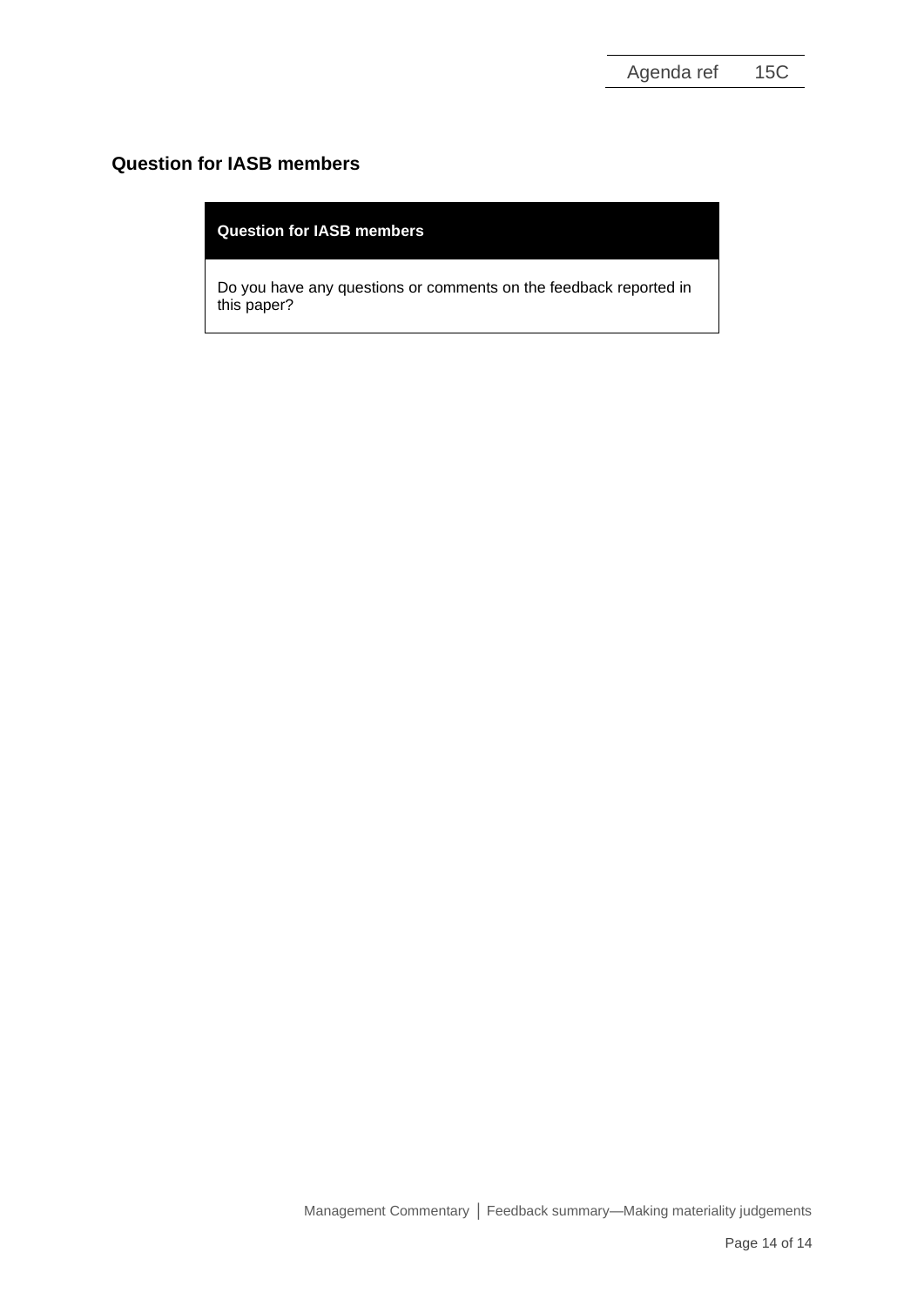## Question for IASB members

| Question for IASB members |
| --- |
| Do you have any questions or comments on the feedback reported in this paper? |